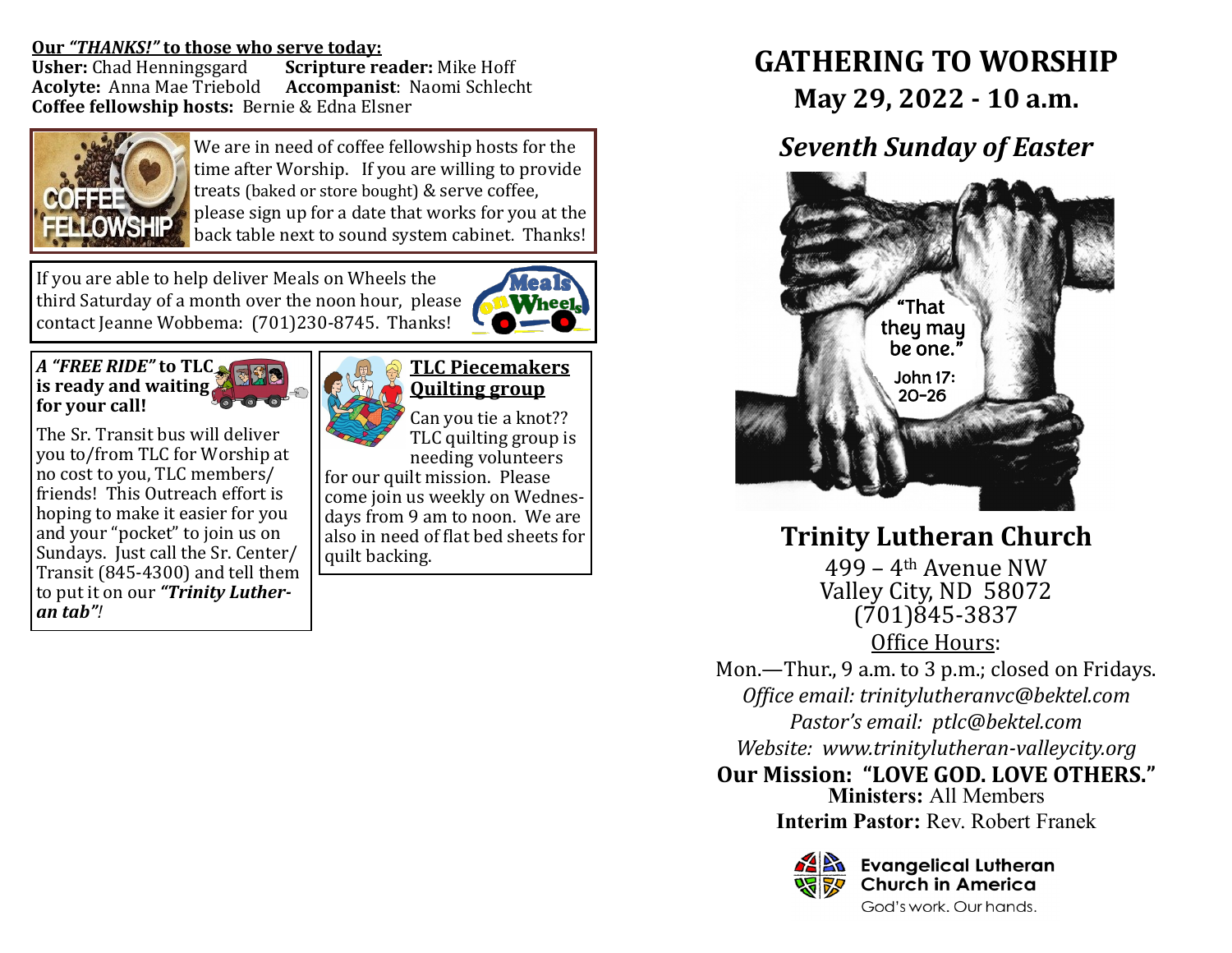**Our *"THANKS!"* to those who serve today:**
**Usher:** Chad Henningsgard **Scripture reader:** Mike Hoff
**Acolyte:** Anna Mae Triebold **Accompanist**: Naomi Schlecht
**Coffee fellowship hosts:** Bernie & Edna Elsner

COFFEE FELLOWSHIP

We are in need of coffee fellowship hosts for the time after Worship. If you are willing to provide treats (baked or store bought) & serve coffee, please sign up for a date that works for you at the back table next to sound system cabinet. Thanks!

If you are able to help deliver Meals on Wheels the third Saturday of a month over the noon hour, please contact Jeanne Wobbema: (701)230-8745. Thanks!

***A "FREE RIDE"* to TLC is ready and waiting for your call!**

The Sr. Transit bus will deliver you to/from TLC for Worship at no cost to you, TLC members/ friends! This Outreach effort is hoping to make it easier for you and your "pocket" to join us on Sundays. Just call the Sr. Center/ Transit (845-4300) and tell them to put it on our ***"Trinity Lutheran tab"***!

**TLC Piecemakers Quilting group**

Can you tie a knot?? TLC quilting group is needing volunteers for our quilt mission. Please come join us weekly on Wednesdays from 9 am to noon. We are also in need of flat bed sheets for quilt backing.

# GATHERING TO WORSHIP

## May 29, 2022 - 10 a.m.

## *Seventh Sunday of Easter*

"That they may be one."
John 17: 20-26

## Trinity Lutheran Church

499 – 4th Avenue NW
Valley City, ND 58072
(701)845-3837

Office Hours:

Mon.—Thur., 9 a.m. to 3 p.m.; closed on Fridays.

*Office email: trinitylutheranvc@bektel.com*

*Pastor's email: ptlc@bektel.com*

*Website: www.trinitylutheran-valleycity.org*

**Our Mission: "LOVE GOD. LOVE OTHERS."**

**Ministers:** All Members

**Interim Pastor:** Rev. Robert Franek

Evangelical Lutheran Church in America
God's work. Our hands.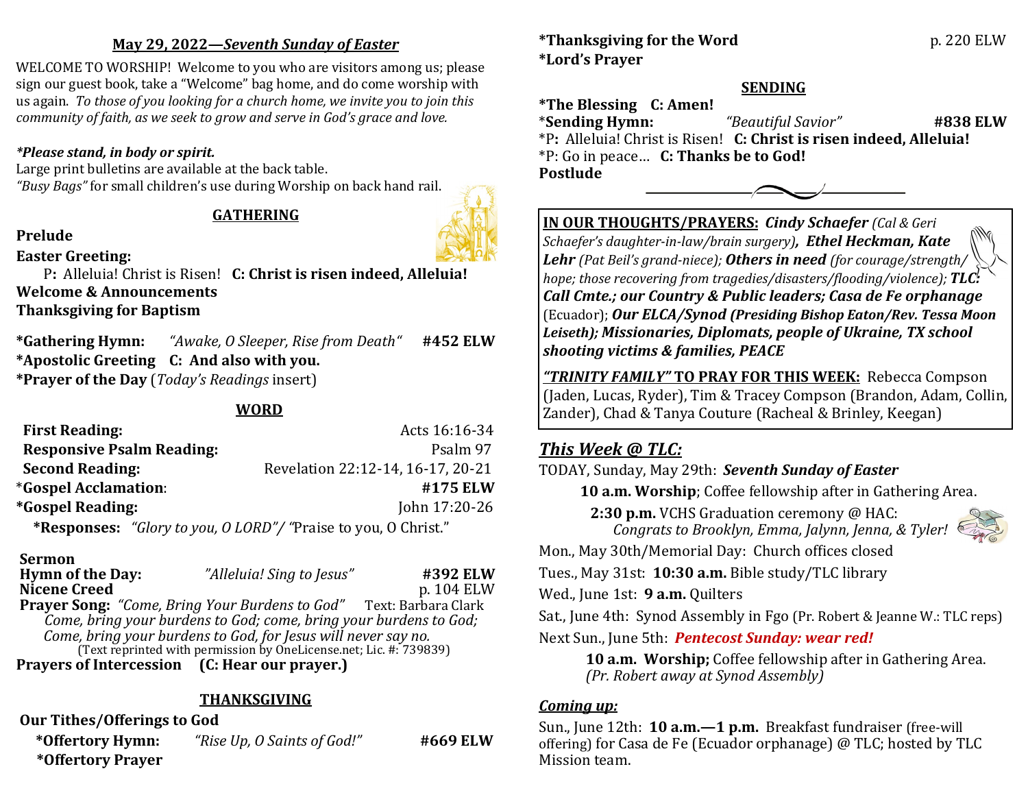## May 29, 2022—*Seventh Sunday of Easter*

WELCOME TO WORSHIP! Welcome to you who are visitors among us; please sign our guest book, take a "Welcome" bag home, and do come worship with us again. *To those of you looking for a church home, we invite you to join this community of faith, as we seek to grow and serve in God's grace and love.*

***Please stand, in body or spirit.***
Large print bulletins are available at the back table.
*"Busy Bags"* for small children's use during Worship on back hand rail.

### GATHERING

**Prelude**

**Easter Greeting:**
P: Alleluia! Christ is Risen! **C: Christ is risen indeed, Alleluia!**

**Welcome & Announcements**

**Thanksgiving for Baptism**

***Gathering Hymn:** *"Awake, O Sleeper, Rise from Death"* **#452 ELW**

***Apostolic Greeting C: And also with you.**

***Prayer of the Day** (*Today's Readings* insert)

### WORD

**First Reading:** Acts 16:16-34

**Responsive Psalm Reading:** Psalm 97

**Second Reading:** Revelation 22:12-14, 16-17, 20-21

***Gospel Acclamation**: **#175 ELW**

***Gospel Reading:** John 17:20-26

***Responses:** *"Glory to you, O LORD"/ "*Praise to you, O Christ."

**Sermon**

**Hymn of the Day:** *"Alleluia! Sing to Jesus"* **#392 ELW**

**Nicene Creed** p. 104 ELW

**Prayer Song:** *"Come, Bring Your Burdens to God"* Text: Barbara Clark
*Come, bring your burdens to God; come, bring your burdens to God; Come, bring your burdens to God, for Jesus will never say no.*
(Text reprinted with permission by OneLicense.net; Lic. #: 739839)

**Prayers of Intercession (C: Hear our prayer.)**

### THANKSGIVING

**Our Tithes/Offerings to God**

***Offertory Hymn:** *"Rise Up, O Saints of God!"* **#669 ELW**

***Offertory Prayer**

***Thanksgiving for the Word** p. 220 ELW

***Lord's Prayer**

### SENDING

***The Blessing C: Amen!**

***Sending Hymn:** *"Beautiful Savior"* **#838 ELW**

*P: Alleluia! Christ is Risen! **C: Christ is risen indeed, Alleluia!**

*P: Go in peace… **C: Thanks be to God!**

**Postlude**

**IN OUR THOUGHTS/PRAYERS:** ***Cindy Schaefer*** *(Cal & Geri Schaefer's daughter-in-law/brain surgery)*, ***Ethel Heckman, Kate Lehr*** *(Pat Beil's grand-niece);* ***Others in need*** *(for courage/strength/ hope; those recovering from tragedies/disasters/flooding/violence);* ***TLC Call Cmte.; our Country & Public leaders; Casa de Fe orphanage*** (Ecuador); ***Our ELCA/Synod (Presiding Bishop Eaton/Rev. Tessa Moon Leiseth); Missionaries, Diplomats, people of Ukraine, TX school shooting victims & families, PEACE***

***"TRINITY FAMILY"* TO PRAY FOR THIS WEEK:** Rebecca Compson (Jaden, Lucas, Ryder), Tim & Tracey Compson (Brandon, Adam, Collin, Zander), Chad & Tanya Couture (Racheal & Brinley, Keegan)

## *This Week @ TLC:*

TODAY, Sunday, May 29th: ***Seventh Sunday of Easter***

**10 a.m. Worship**; Coffee fellowship after in Gathering Area.

**2:30 p.m.** VCHS Graduation ceremony @ HAC: *Congrats to Brooklyn, Emma, Jalynn, Jenna, & Tyler!*

Mon., May 30th/Memorial Day: Church offices closed

Tues., May 31st: **10:30 a.m.** Bible study/TLC library

Wed., June 1st: **9 a.m.** Quilters

Sat., June 4th: Synod Assembly in Fgo (Pr. Robert & Jeanne W.: TLC reps)

Next Sun., June 5th: ***Pentecost Sunday: wear red!***

**10 a.m. Worship;** Coffee fellowship after in Gathering Area. *(Pr. Robert away at Synod Assembly)*

### *Coming up:*

Sun., June 12th: **10 a.m.—1 p.m.** Breakfast fundraiser (free-will offering) for Casa de Fe (Ecuador orphanage) @ TLC; hosted by TLC Mission team.